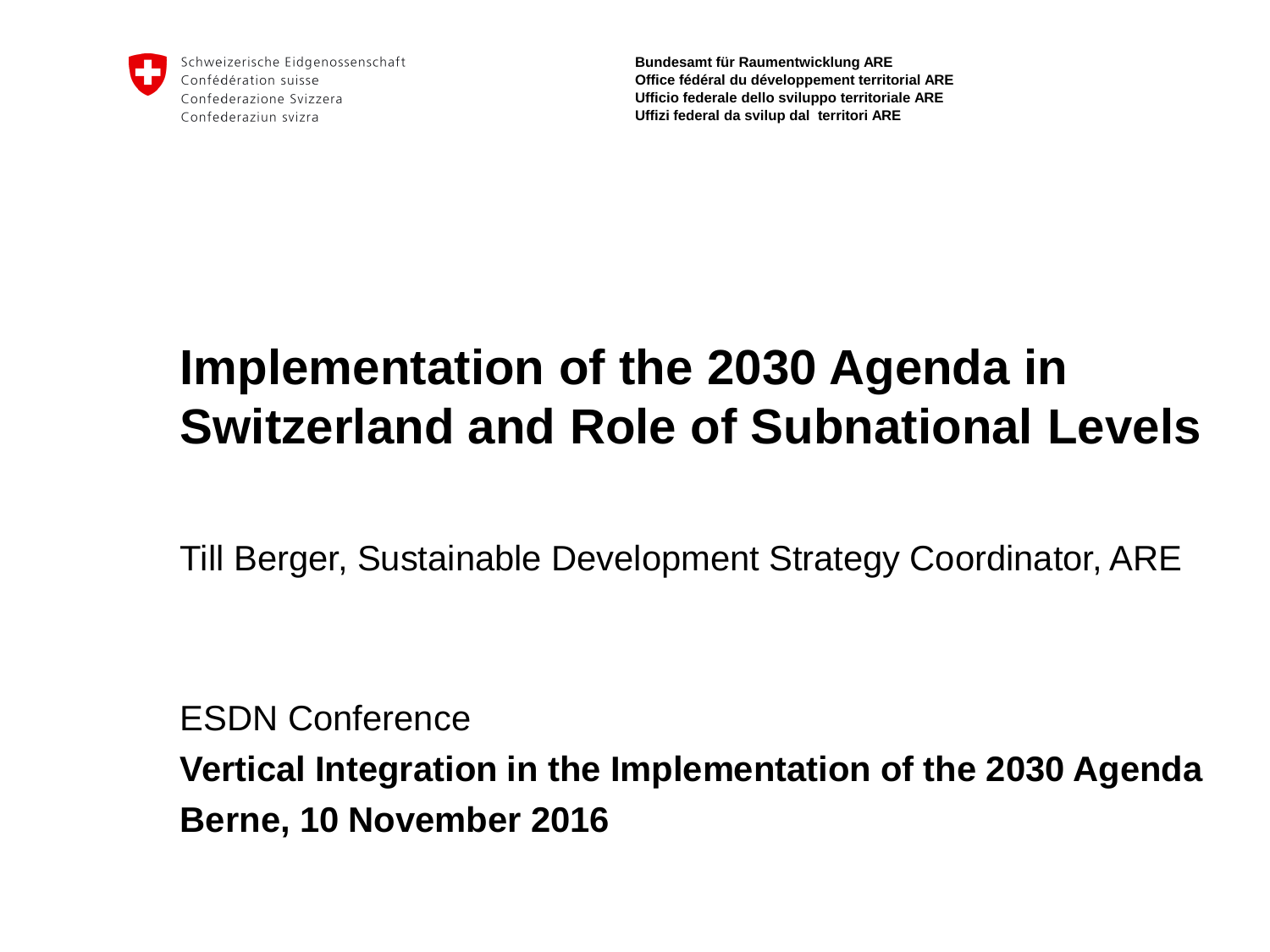Schweizerische Eidgenossenschaft
Confédération suisse
Confederazione Svizzera
Confederaziun svizra

**Bundesamt für Raumentwicklung ARE**
**Office fédéral du développement territorial ARE**
**Ufficio federale dello sviluppo territoriale ARE**
**Uffizi federal da svilup dal territori ARE**

# Implementation of the 2030 Agenda in Switzerland and Role of Subnational Levels

Till Berger, Sustainable Development Strategy Coordinator, ARE

ESDN Conference

**Vertical Integration in the Implementation of the 2030 Agenda**

**Berne, 10 November 2016**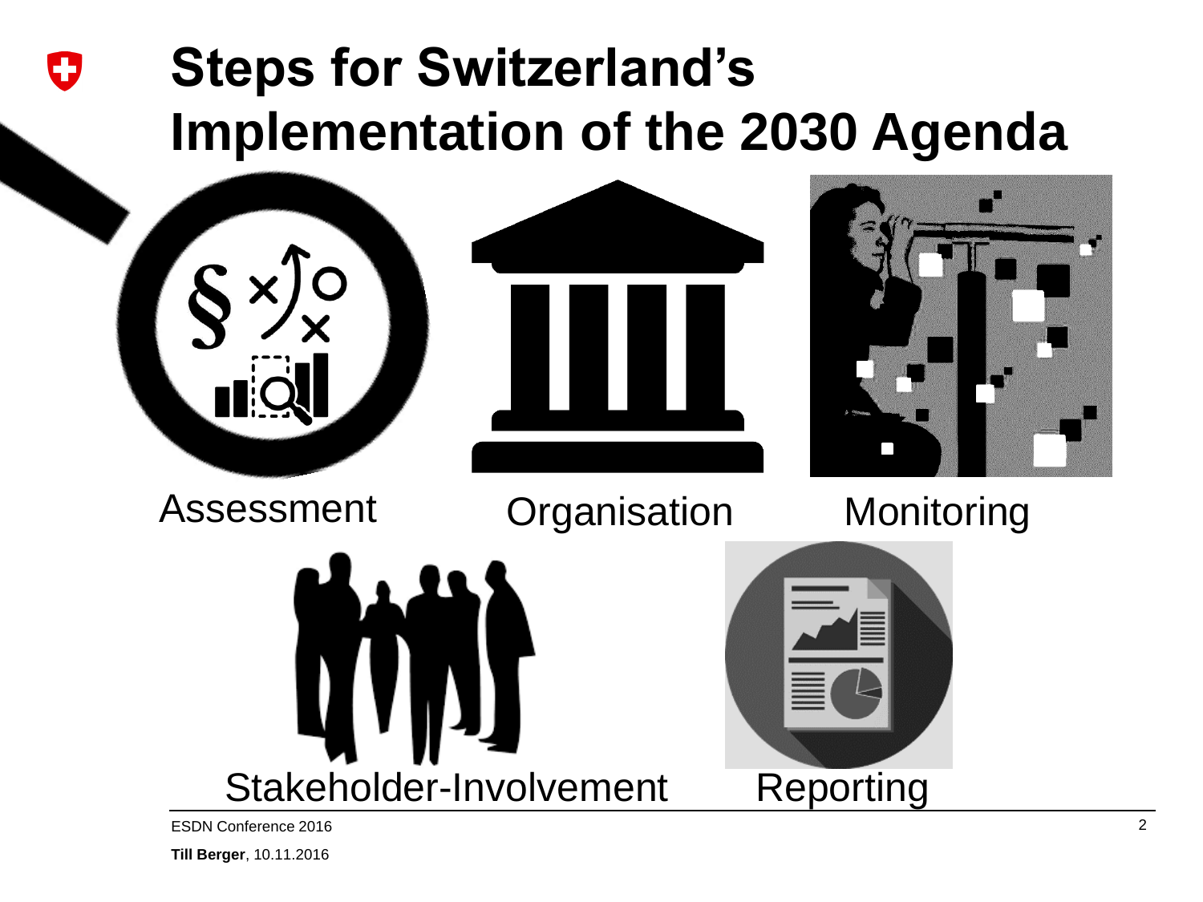# Steps for Switzerland's Implementation of the 2030 Agenda

Assessment

Organisation

Monitoring

Stakeholder-Involvement

Reporting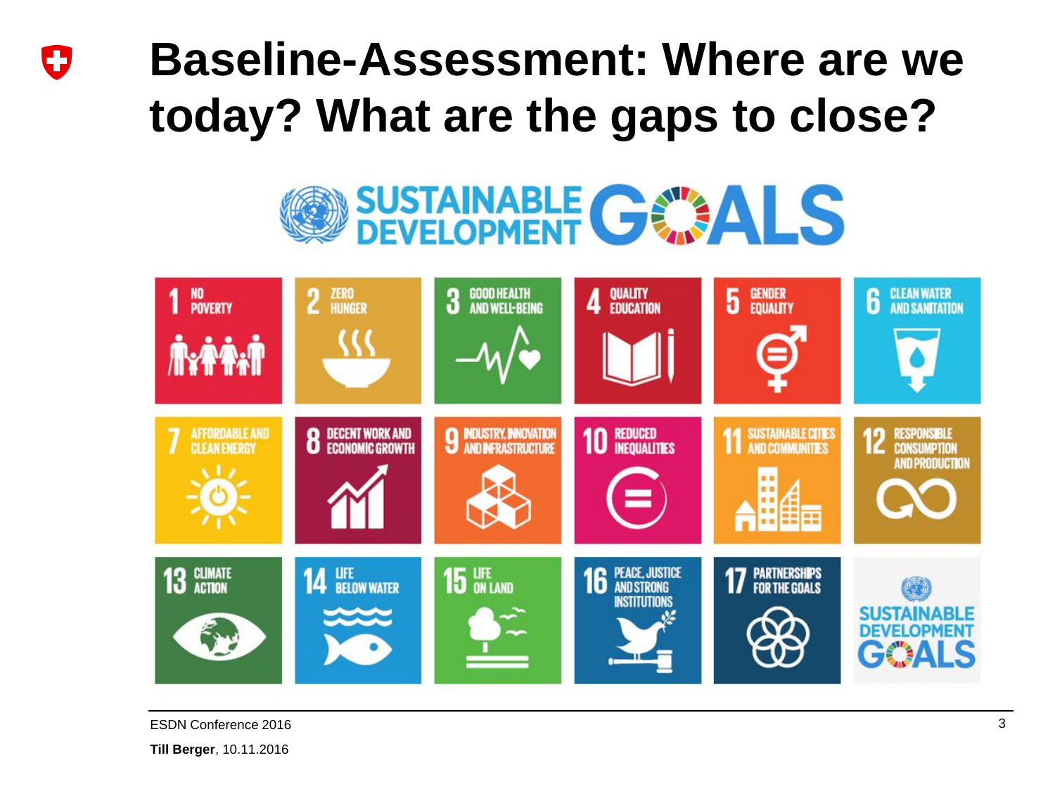# Baseline-Assessment: Where are we today? What are the gaps to close?

SUSTAINABLE DEVELOPMENT GOALS

1 NO POVERTY

2 ZERO HUNGER

3 GOOD HEALTH AND WELL-BEING

4 QUALITY EDUCATION

5 GENDER EQUALITY

6 CLEAN WATER AND SANITATION

7 AFFORDABLE AND CLEAN ENERGY

8 DECENT WORK AND ECONOMIC GROWTH

9 INDUSTRY, INNOVATION AND INFRASTRUCTURE

10 REDUCED INEQUALITIES

11 SUSTAINABLE CITIES AND COMMUNITIES

12 RESPONSIBLE CONSUMPTION AND PRODUCTION

13 CLIMATE ACTION

14 LIFE BELOW WATER

15 LIFE ON LAND

16 PEACE, JUSTICE AND STRONG INSTITUTIONS

17 PARTNERSHIPS FOR THE GOALS

SUSTAINABLE DEVELOPMENT GOALS

ESDN Conference 2016

**Till Berger**, 10.11.2016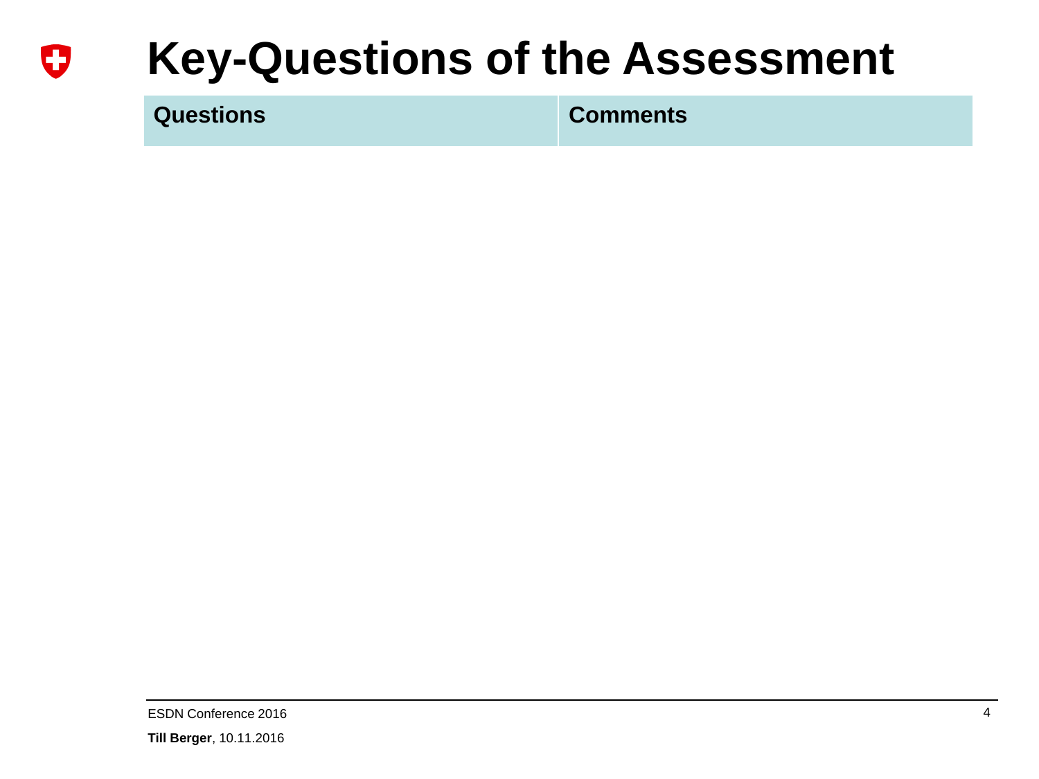# Key-Questions of the Assessment

| Questions | Comments |
| --- | --- |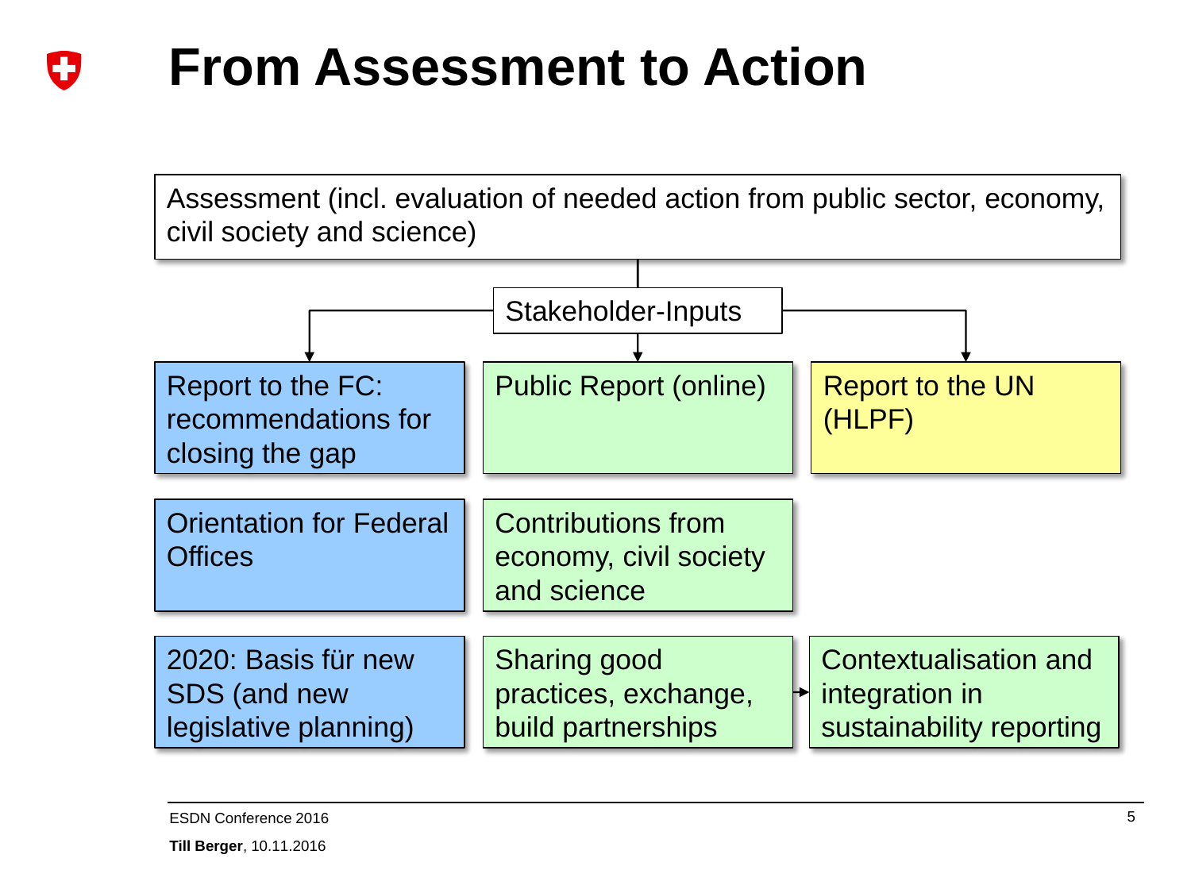# From Assessment to Action

Assessment (incl. evaluation of needed action from public sector, economy, civil society and science)

Stakeholder-Inputs

Report to the FC: recommendations for closing the gap

Public Report (online)

Report to the UN (HLPF)

Orientation for Federal Offices

Contributions from economy, civil society and science

2020: Basis für new SDS (and new legislative planning)

Sharing good practices, exchange, build partnerships

Contextualisation and integration in sustainability reporting

ESDN Conference 2016

**Till Berger**, 10.11.2016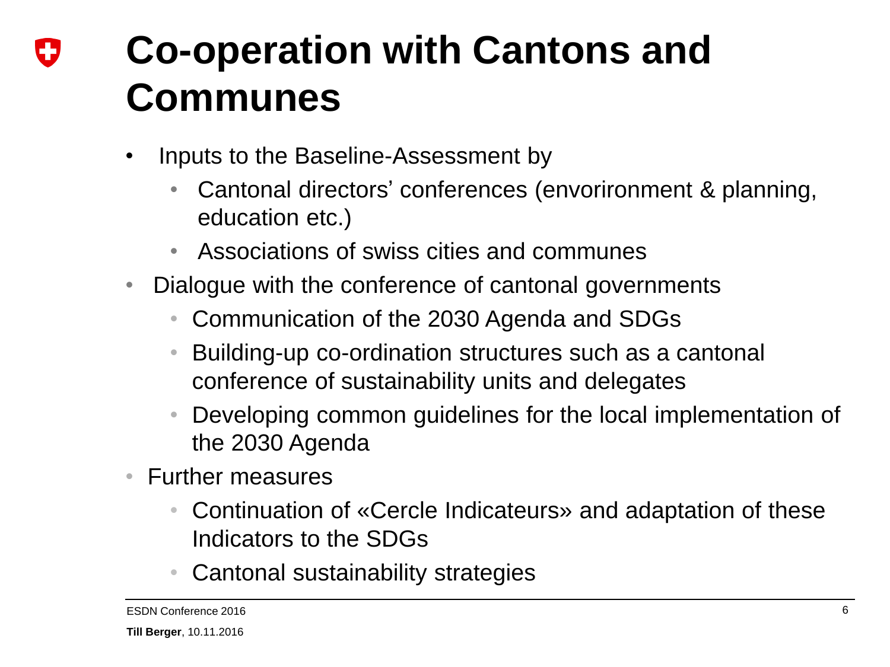# Co-operation with Cantons and Communes

- Inputs to the Baseline-Assessment by
  - Cantonal directors' conferences (envorironment & planning, education etc.)
  - Associations of swiss cities and communes
- Dialogue with the conference of cantonal governments
  - Communication of the 2030 Agenda and SDGs
  - Building-up co-ordination structures such as a cantonal conference of sustainability units and delegates
  - Developing common guidelines for the local implementation of the 2030 Agenda
- Further measures
  - Continuation of «Cercle Indicateurs» and adaptation of these Indicators to the SDGs
  - Cantonal sustainability strategies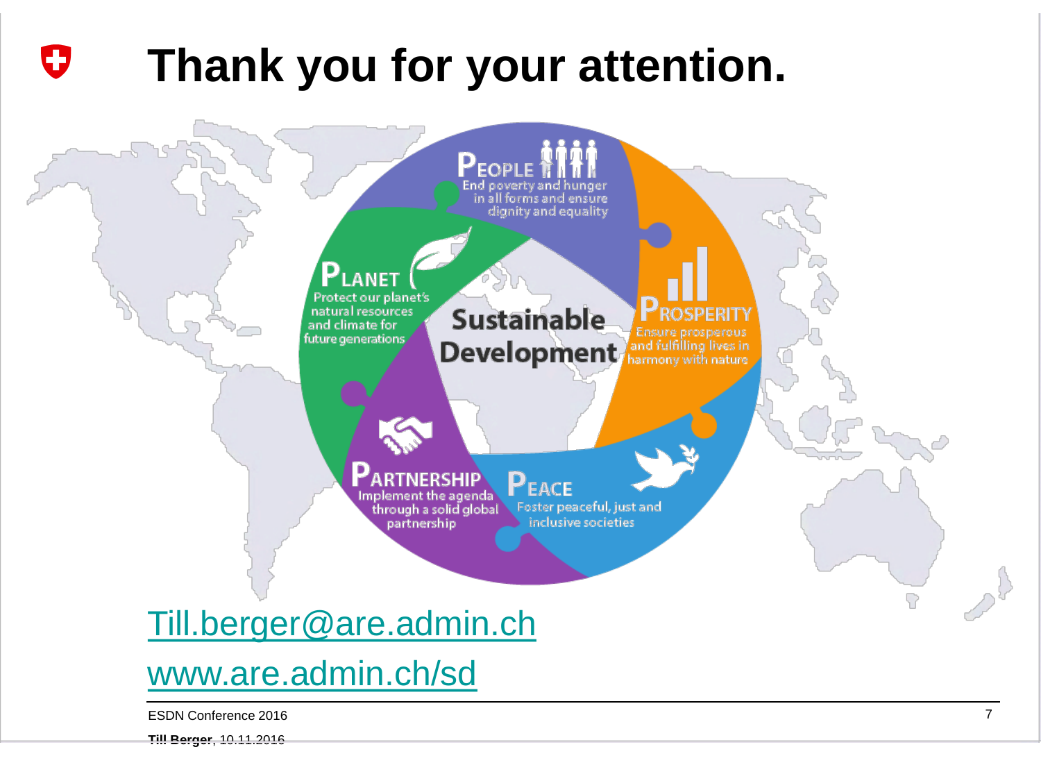# Thank you for your attention.

Sustainable Development

PEOPLE
End poverty and hunger in all forms and ensure dignity and equality

PROSPERITY
Ensure prosperous and fulfilling lives in harmony with nature

PEACE
Foster peaceful, just and inclusive societies

PARTNERSHIP
Implement the agenda through a solid global partnership

PLANET
Protect our planet's natural resources and climate for future generations

Till.berger@are.admin.ch

www.are.admin.ch/sd